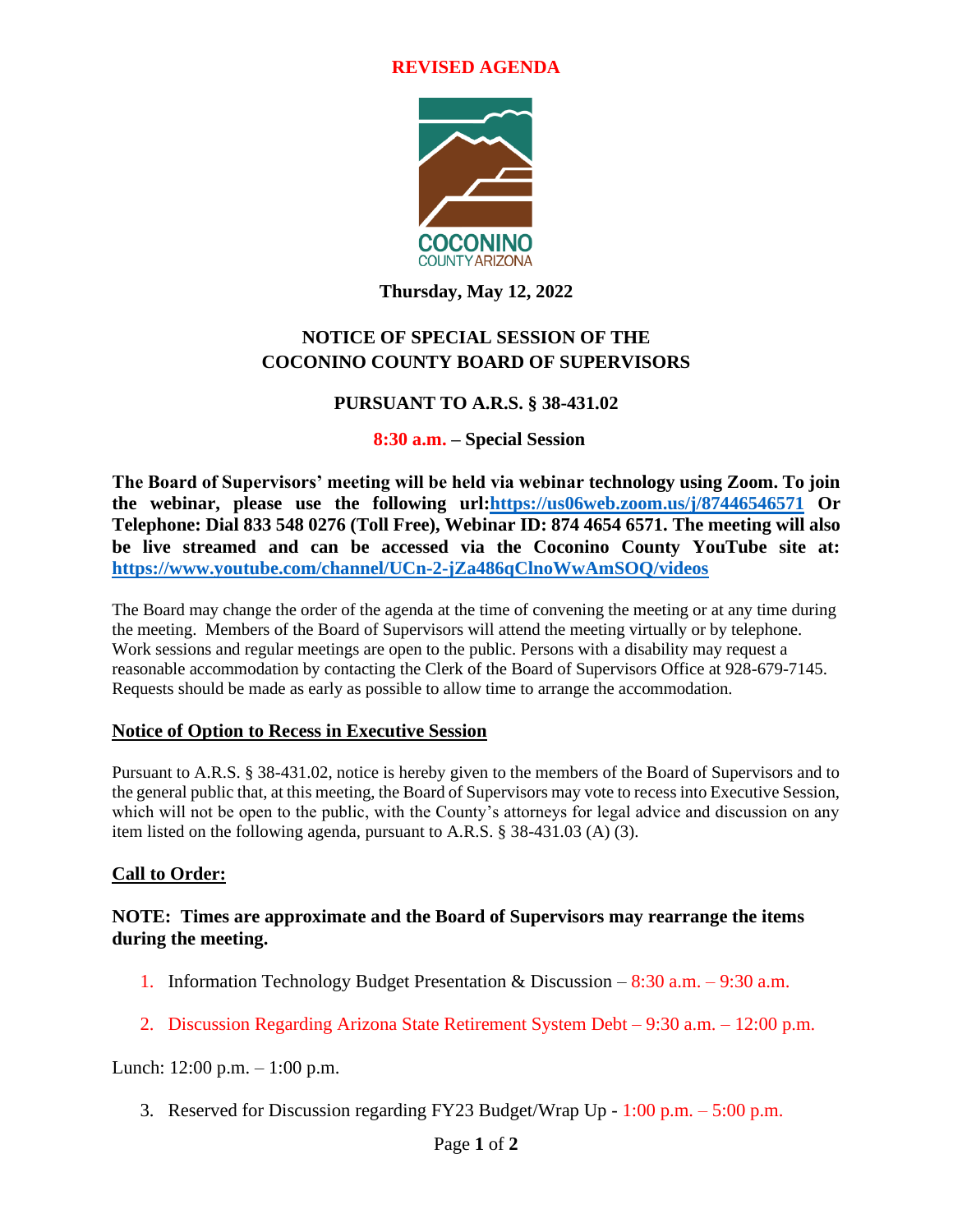**REVISED AGENDA**

COCONINO COUNTY ARIZONA

**Thursday, May 12, 2022**

## NOTICE OF SPECIAL SESSION OF THE COCONINO COUNTY BOARD OF SUPERVISORS

### PURSUANT TO A.R.S. § 38-431.02

**8:30 a.m. – Special Session**

**The Board of Supervisors' meeting will be held via webinar technology using Zoom. To join the webinar, please use the following url:[https://us06web.zoom.us/j/87446546571](https://us06web.zoom.us/j/87446546571) Or Telephone: Dial 833 548 0276 (Toll Free), Webinar ID: 874 4654 6571. The meeting will also be live streamed and can be accessed via the Coconino County YouTube site at: [https://www.youtube.com/channel/UCn-2-jZa486qClnoWwAmSOQ/videos](https://www.youtube.com/channel/UCn-2-jZa486qClnoWwAmSOQ/videos)**

The Board may change the order of the agenda at the time of convening the meeting or at any time during the meeting. Members of the Board of Supervisors will attend the meeting virtually or by telephone. Work sessions and regular meetings are open to the public. Persons with a disability may request a reasonable accommodation by contacting the Clerk of the Board of Supervisors Office at 928-679-7145. Requests should be made as early as possible to allow time to arrange the accommodation.

**Notice of Option to Recess in Executive Session**

Pursuant to A.R.S. § 38-431.02, notice is hereby given to the members of the Board of Supervisors and to the general public that, at this meeting, the Board of Supervisors may vote to recess into Executive Session, which will not be open to the public, with the County's attorneys for legal advice and discussion on any item listed on the following agenda, pursuant to A.R.S. § 38-431.03 (A) (3).

**Call to Order:**

**NOTE: Times are approximate and the Board of Supervisors may rearrange the items during the meeting.**

1. Information Technology Budget Presentation & Discussion – 8:30 a.m. – 9:30 a.m.
2. Discussion Regarding Arizona State Retirement System Debt – 9:30 a.m. – 12:00 p.m.

Lunch: 12:00 p.m. – 1:00 p.m.

3. Reserved for Discussion regarding FY23 Budget/Wrap Up - 1:00 p.m. – 5:00 p.m.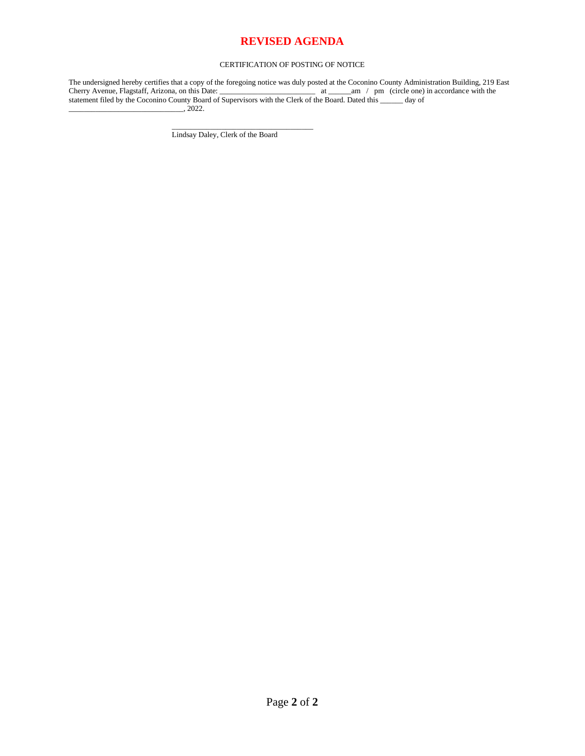# REVISED AGENDA

CERTIFICATION OF POSTING OF NOTICE

The undersigned hereby certifies that a copy of the foregoing notice was duly posted at the Coconino County Administration Building, 219 East Cherry Avenue, Flagstaff, Arizona, on this Date: ________________________ at ______am / pm (circle one) in accordance with the statement filed by the Coconino County Board of Supervisors with the Clerk of the Board. Dated this ______ day of _____________________________, 2022.

___________________________________
Lindsay Daley, Clerk of the Board